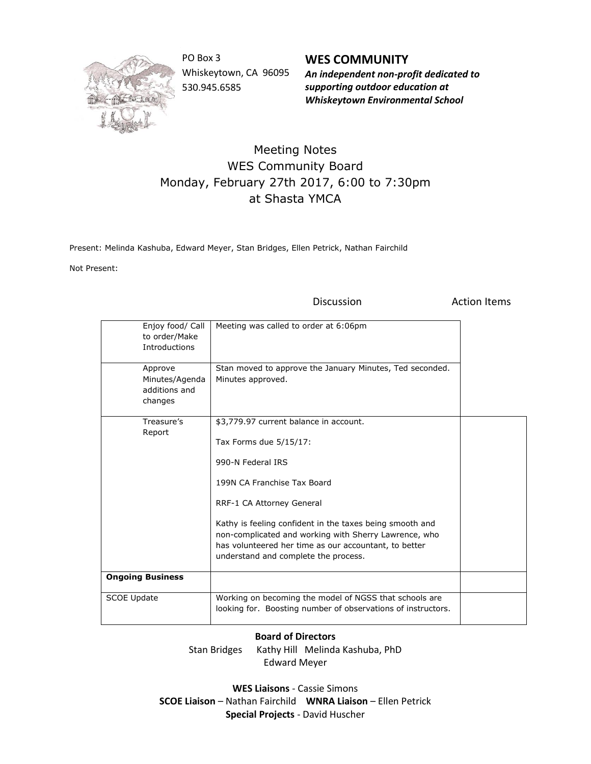PO Box 3
Whiskeytown, CA 96095
530.945.6585

**WES COMMUNITY**

***An independent non-profit dedicated to supporting outdoor education at Whiskeytown Environmental School***

# Meeting Notes
## WES Community Board
## Monday, February 27th 2017, 6:00 to 7:30pm
## at Shasta YMCA

Present: Melinda Kashuba, Edward Meyer, Stan Bridges, Ellen Petrick, Nathan Fairchild

Not Present:

| | Discussion | Action Items |
|---|---|---|
| Enjoy food/ Call to order/Make Introductions | Meeting was called to order at 6:06pm | |
| Approve Minutes/Agenda additions and changes | Stan moved to approve the January Minutes, Ted seconded. Minutes approved. | |
| Treasure's Report | $3,779.97 current balance in account.<br><br>Tax Forms due 5/15/17:<br><br>990-N Federal IRS<br><br>199N CA Franchise Tax Board<br><br>RRF-1 CA Attorney General<br><br>Kathy is feeling confident in the taxes being smooth and non-complicated and working with Sherry Lawrence, who has volunteered her time as our accountant, to better understand and complete the process. | |
| **Ongoing Business** | | |
| SCOE Update | Working on becoming the model of NGSS that schools are looking for. Boosting number of observations of instructors. | |

**Board of Directors**

Stan Bridges Kathy Hill Melinda Kashuba, PhD
Edward Meyer

**WES Liaisons** - Cassie Simons
**SCOE Liaison** – Nathan Fairchild **WNRA Liaison** – Ellen Petrick
**Special Projects** - David Huscher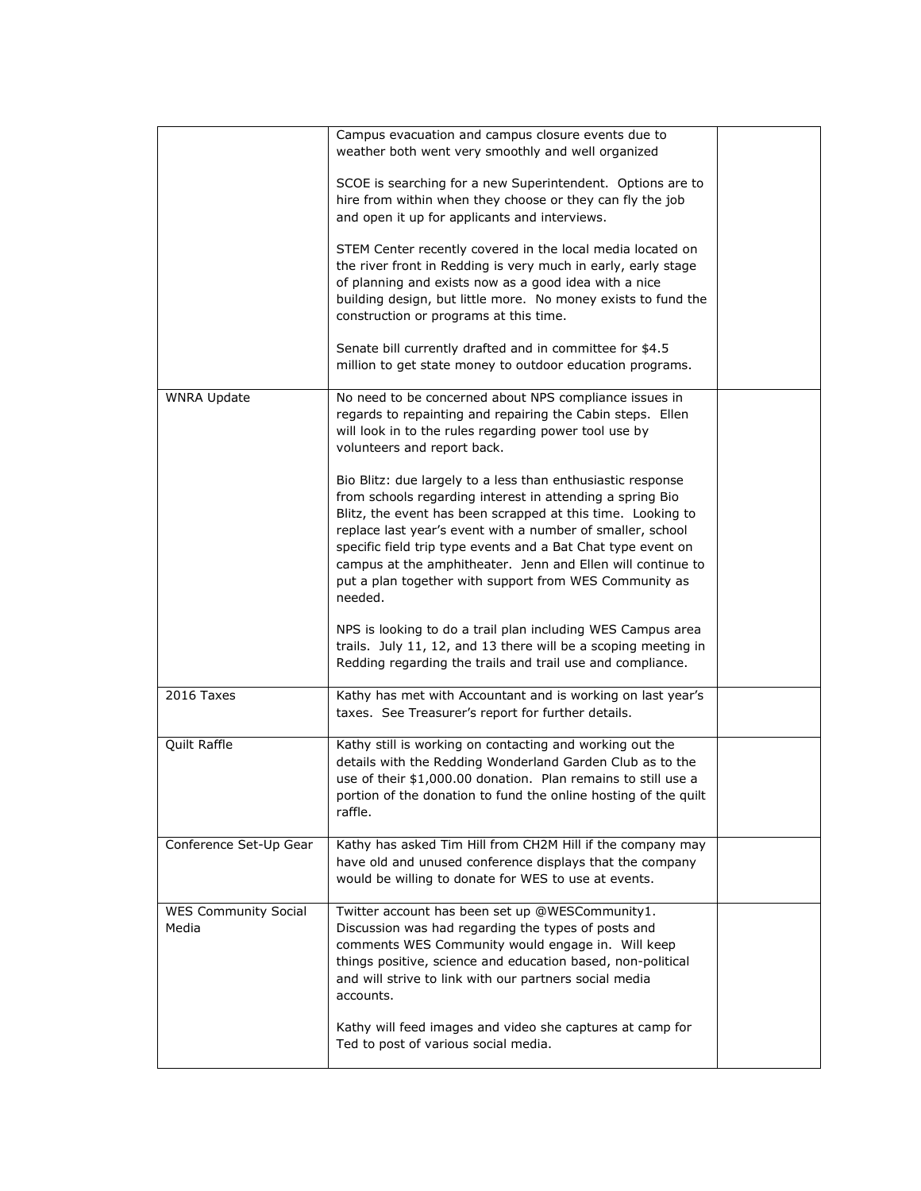| | | |
|---|---|---|
| | Campus evacuation and campus closure events due to weather both went very smoothly and well organized<br><br>SCOE is searching for a new Superintendent. Options are to hire from within when they choose or they can fly the job and open it up for applicants and interviews.<br><br>STEM Center recently covered in the local media located on the river front in Redding is very much in early, early stage of planning and exists now as a good idea with a nice building design, but little more. No money exists to fund the construction or programs at this time.<br><br>Senate bill currently drafted and in committee for $4.5 million to get state money to outdoor education programs. | |
| WNRA Update | No need to be concerned about NPS compliance issues in regards to repainting and repairing the Cabin steps. Ellen will look in to the rules regarding power tool use by volunteers and report back.<br><br>Bio Blitz: due largely to a less than enthusiastic response from schools regarding interest in attending a spring Bio Blitz, the event has been scrapped at this time. Looking to replace last year's event with a number of smaller, school specific field trip type events and a Bat Chat type event on campus at the amphitheater. Jenn and Ellen will continue to put a plan together with support from WES Community as needed.<br><br>NPS is looking to do a trail plan including WES Campus area trails. July 11, 12, and 13 there will be a scoping meeting in Redding regarding the trails and trail use and compliance. | |
| 2016 Taxes | Kathy has met with Accountant and is working on last year's taxes. See Treasurer's report for further details. | |
| Quilt Raffle | Kathy still is working on contacting and working out the details with the Redding Wonderland Garden Club as to the use of their $1,000.00 donation. Plan remains to still use a portion of the donation to fund the online hosting of the quilt raffle. | |
| Conference Set-Up Gear | Kathy has asked Tim Hill from CH2M Hill if the company may have old and unused conference displays that the company would be willing to donate for WES to use at events. | |
| WES Community Social Media | Twitter account has been set up @WESCommunity1. Discussion was had regarding the types of posts and comments WES Community would engage in. Will keep things positive, science and education based, non-political and will strive to link with our partners social media accounts.<br><br>Kathy will feed images and video she captures at camp for Ted to post of various social media. | |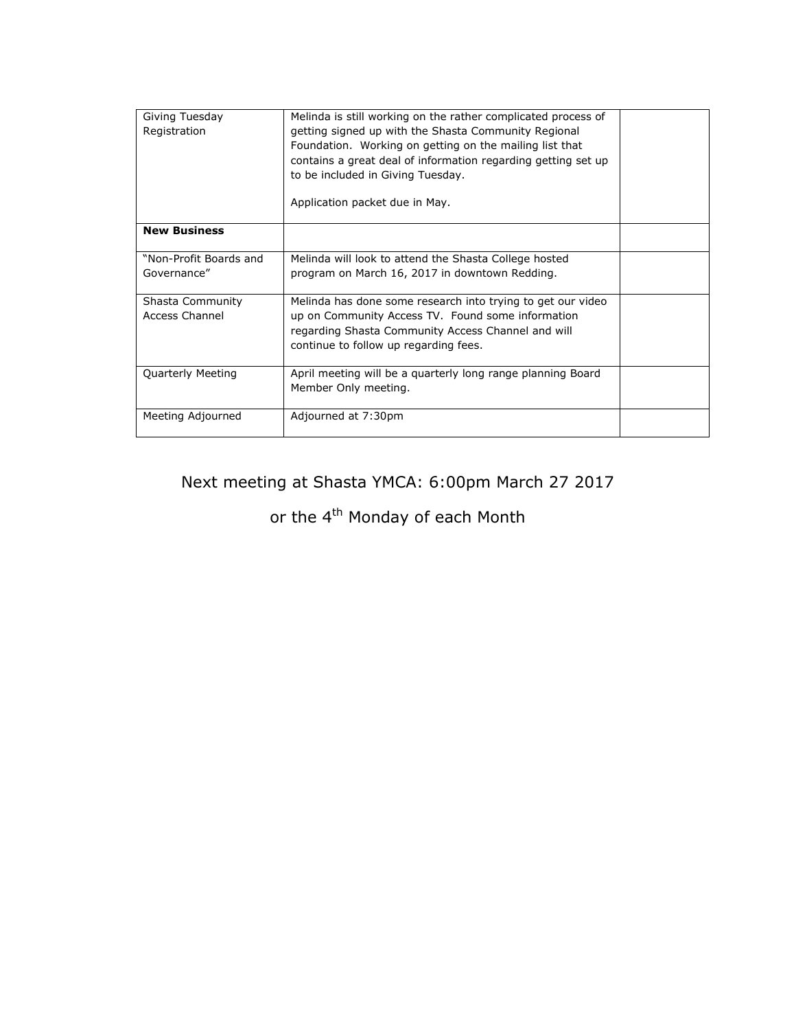| | | |
|---|---|---|
| Giving Tuesday Registration | Melinda is still working on the rather complicated process of getting signed up with the Shasta Community Regional Foundation. Working on getting on the mailing list that contains a great deal of information regarding getting set up to be included in Giving Tuesday.<br><br>Application packet due in May. | |
| **New Business** | | |
| "Non-Profit Boards and Governance" | Melinda will look to attend the Shasta College hosted program on March 16, 2017 in downtown Redding. | |
| Shasta Community Access Channel | Melinda has done some research into trying to get our video up on Community Access TV. Found some information regarding Shasta Community Access Channel and will continue to follow up regarding fees. | |
| Quarterly Meeting | April meeting will be a quarterly long range planning Board Member Only meeting. | |
| Meeting Adjourned | Adjourned at 7:30pm | |

Next meeting at Shasta YMCA: 6:00pm March 27 2017

or the 4th Monday of each Month